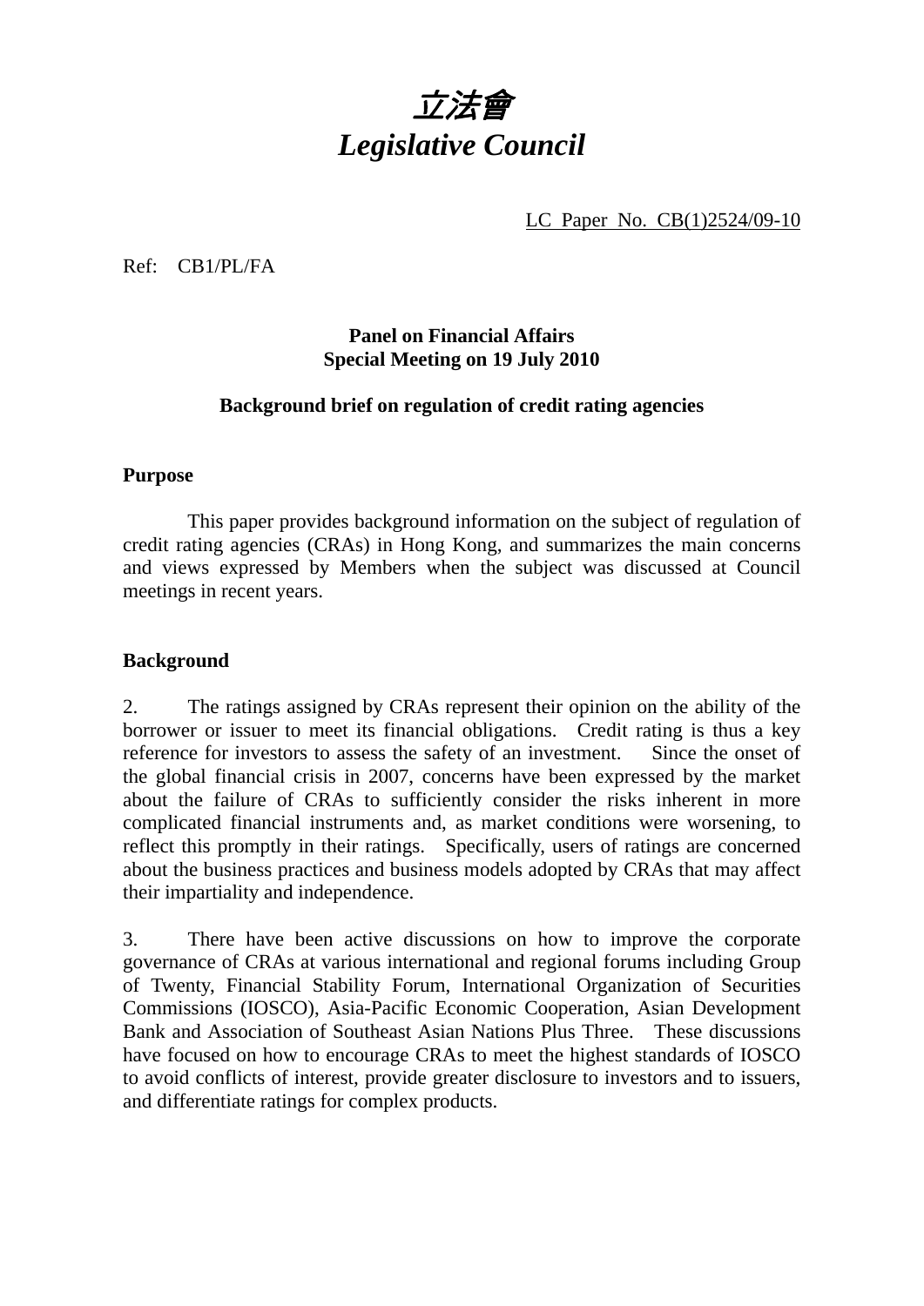# 立法會
# *Legislative Council*

LC Paper No. CB(1)2524/09-10

Ref: CB1/PL/FA

**Panel on Financial Affairs**
**Special Meeting on 19 July 2010**

**Background brief on regulation of credit rating agencies**

## Purpose

This paper provides background information on the subject of regulation of credit rating agencies (CRAs) in Hong Kong, and summarizes the main concerns and views expressed by Members when the subject was discussed at Council meetings in recent years.

## Background

2. The ratings assigned by CRAs represent their opinion on the ability of the borrower or issuer to meet its financial obligations. Credit rating is thus a key reference for investors to assess the safety of an investment. Since the onset of the global financial crisis in 2007, concerns have been expressed by the market about the failure of CRAs to sufficiently consider the risks inherent in more complicated financial instruments and, as market conditions were worsening, to reflect this promptly in their ratings. Specifically, users of ratings are concerned about the business practices and business models adopted by CRAs that may affect their impartiality and independence.

3. There have been active discussions on how to improve the corporate governance of CRAs at various international and regional forums including Group of Twenty, Financial Stability Forum, International Organization of Securities Commissions (IOSCO), Asia-Pacific Economic Cooperation, Asian Development Bank and Association of Southeast Asian Nations Plus Three. These discussions have focused on how to encourage CRAs to meet the highest standards of IOSCO to avoid conflicts of interest, provide greater disclosure to investors and to issuers, and differentiate ratings for complex products.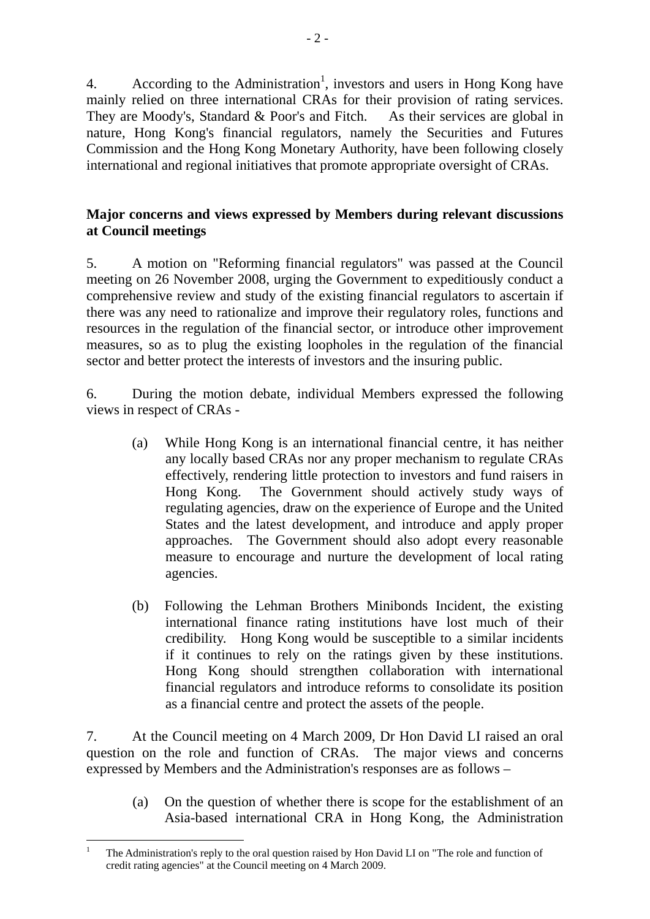4. According to the Administration[1], investors and users in Hong Kong have mainly relied on three international CRAs for their provision of rating services. They are Moody's, Standard & Poor's and Fitch. As their services are global in nature, Hong Kong's financial regulators, namely the Securities and Futures Commission and the Hong Kong Monetary Authority, have been following closely international and regional initiatives that promote appropriate oversight of CRAs.

**Major concerns and views expressed by Members during relevant discussions at Council meetings**

5. A motion on "Reforming financial regulators" was passed at the Council meeting on 26 November 2008, urging the Government to expeditiously conduct a comprehensive review and study of the existing financial regulators to ascertain if there was any need to rationalize and improve their regulatory roles, functions and resources in the regulation of the financial sector, or introduce other improvement measures, so as to plug the existing loopholes in the regulation of the financial sector and better protect the interests of investors and the insuring public.

6. During the motion debate, individual Members expressed the following views in respect of CRAs -

(a) While Hong Kong is an international financial centre, it has neither any locally based CRAs nor any proper mechanism to regulate CRAs effectively, rendering little protection to investors and fund raisers in Hong Kong. The Government should actively study ways of regulating agencies, draw on the experience of Europe and the United States and the latest development, and introduce and apply proper approaches. The Government should also adopt every reasonable measure to encourage and nurture the development of local rating agencies.

(b) Following the Lehman Brothers Minibonds Incident, the existing international finance rating institutions have lost much of their credibility. Hong Kong would be susceptible to a similar incidents if it continues to rely on the ratings given by these institutions. Hong Kong should strengthen collaboration with international financial regulators and introduce reforms to consolidate its position as a financial centre and protect the assets of the people.

7. At the Council meeting on 4 March 2009, Dr Hon David LI raised an oral question on the role and function of CRAs. The major views and concerns expressed by Members and the Administration's responses are as follows –

(a) On the question of whether there is scope for the establishment of an Asia-based international CRA in Hong Kong, the Administration

[1] The Administration's reply to the oral question raised by Hon David LI on "The role and function of credit rating agencies" at the Council meeting on 4 March 2009.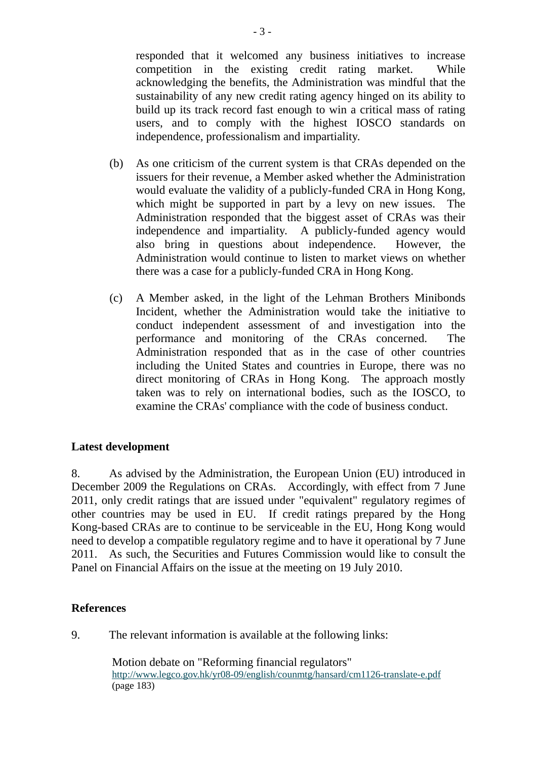responded that it welcomed any business initiatives to increase competition in the existing credit rating market. While acknowledging the benefits, the Administration was mindful that the sustainability of any new credit rating agency hinged on its ability to build up its track record fast enough to win a critical mass of rating users, and to comply with the highest IOSCO standards on independence, professionalism and impartiality.

(b) As one criticism of the current system is that CRAs depended on the issuers for their revenue, a Member asked whether the Administration would evaluate the validity of a publicly-funded CRA in Hong Kong, which might be supported in part by a levy on new issues. The Administration responded that the biggest asset of CRAs was their independence and impartiality. A publicly-funded agency would also bring in questions about independence. However, the Administration would continue to listen to market views on whether there was a case for a publicly-funded CRA in Hong Kong.

(c) A Member asked, in the light of the Lehman Brothers Minibonds Incident, whether the Administration would take the initiative to conduct independent assessment of and investigation into the performance and monitoring of the CRAs concerned. The Administration responded that as in the case of other countries including the United States and countries in Europe, there was no direct monitoring of CRAs in Hong Kong. The approach mostly taken was to rely on international bodies, such as the IOSCO, to examine the CRAs' compliance with the code of business conduct.

**Latest development**

8. As advised by the Administration, the European Union (EU) introduced in December 2009 the Regulations on CRAs. Accordingly, with effect from 7 June 2011, only credit ratings that are issued under "equivalent" regulatory regimes of other countries may be used in EU. If credit ratings prepared by the Hong Kong-based CRAs are to continue to be serviceable in the EU, Hong Kong would need to develop a compatible regulatory regime and to have it operational by 7 June 2011. As such, the Securities and Futures Commission would like to consult the Panel on Financial Affairs on the issue at the meeting on 19 July 2010.

**References**

9. The relevant information is available at the following links:

Motion debate on "Reforming financial regulators"
http://www.legco.gov.hk/yr08-09/english/counmtg/hansard/cm1126-translate-e.pdf
(page 183)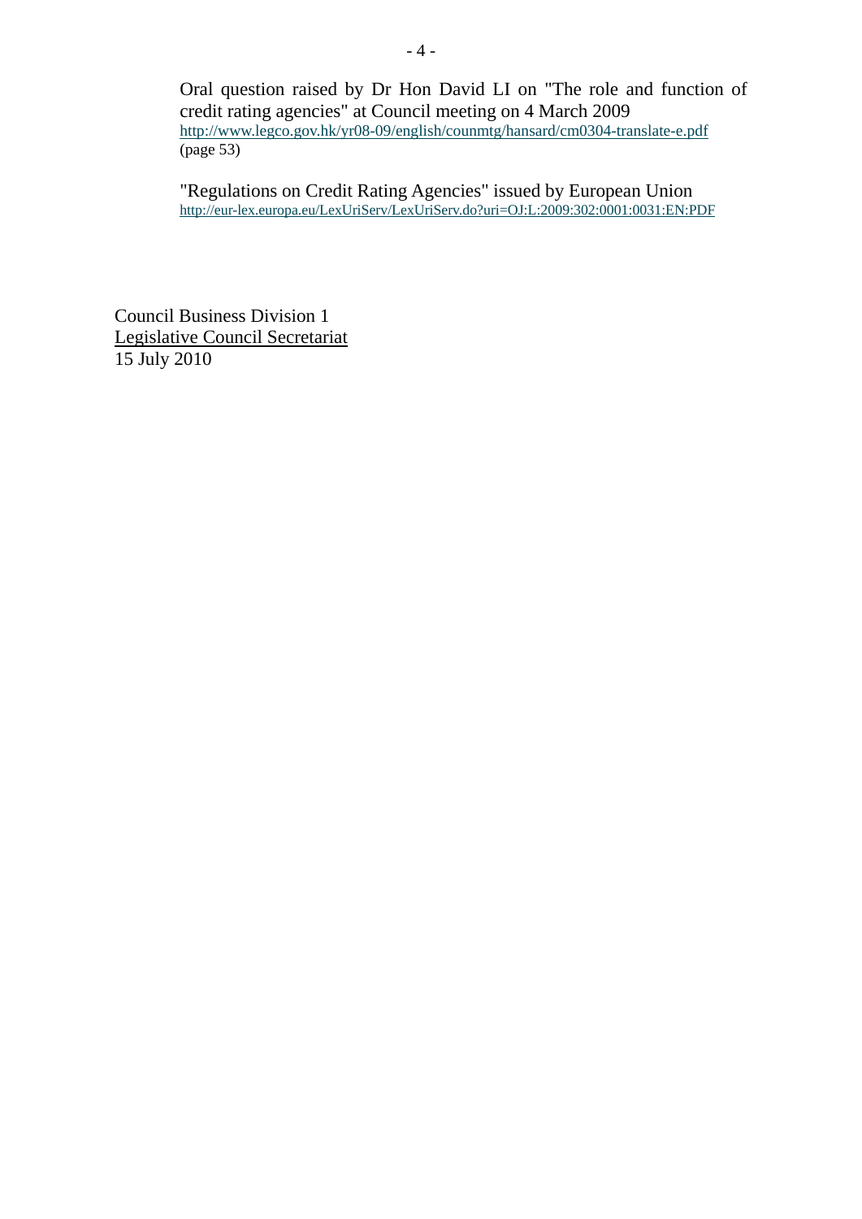Oral question raised by Dr Hon David LI on "The role and function of credit rating agencies" at Council meeting on 4 March 2009
http://www.legco.gov.hk/yr08-09/english/counmtg/hansard/cm0304-translate-e.pdf
(page 53)

"Regulations on Credit Rating Agencies" issued by European Union
http://eur-lex.europa.eu/LexUriServ/LexUriServ.do?uri=OJ:L:2009:302:0001:0031:EN:PDF

Council Business Division 1
Legislative Council Secretariat
15 July 2010